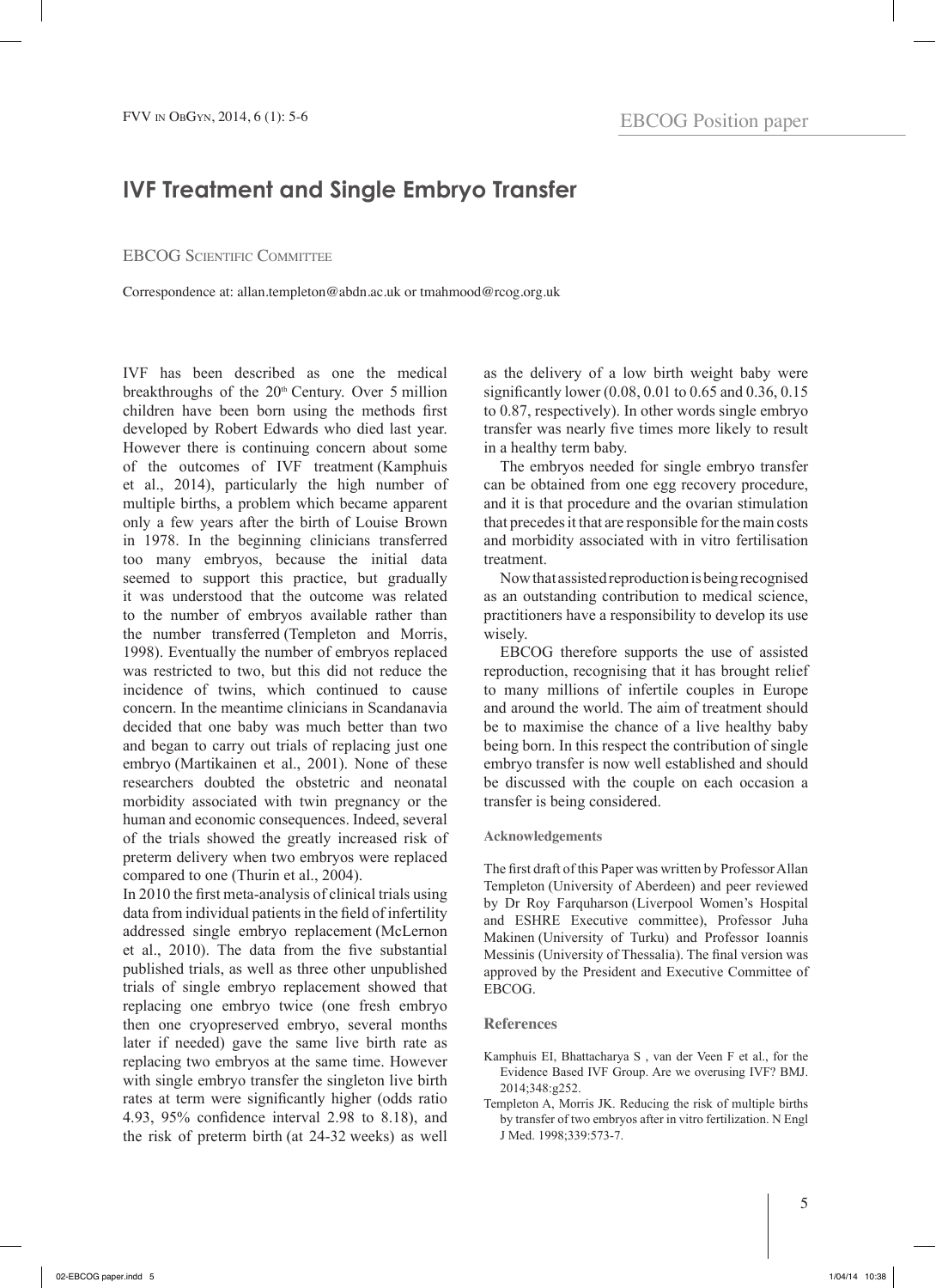EBCOG Position paper

# IVF Treatment and Single Embryo Transfer

EBCOG Scientific Committee

Correspondence at: allan.templeton@abdn.ac.uk or tmahmood@rcog.org.uk

IVF has been described as one the medical breakthroughs of the 20th Century. Over 5 million children have been born using the methods first developed by Robert Edwards who died last year. However there is continuing concern about some of the outcomes of IVF treatment (Kamphuis et al., 2014), particularly the high number of multiple births, a problem which became apparent only a few years after the birth of Louise Brown in 1978. In the beginning clinicians transferred too many embryos, because the initial data seemed to support this practice, but gradually it was understood that the outcome was related to the number of embryos available rather than the number transferred (Templeton and Morris, 1998). Eventually the number of embryos replaced was restricted to two, but this did not reduce the incidence of twins, which continued to cause concern. In the meantime clinicians in Scandanavia decided that one baby was much better than two and began to carry out trials of replacing just one embryo (Martikainen et al., 2001). None of these researchers doubted the obstetric and neonatal morbidity associated with twin pregnancy or the human and economic consequences. Indeed, several of the trials showed the greatly increased risk of preterm delivery when two embryos were replaced compared to one (Thurin et al., 2004).

In 2010 the first meta-analysis of clinical trials using data from individual patients in the field of infertility addressed single embryo replacement (McLernon et al., 2010). The data from the five substantial published trials, as well as three other unpublished trials of single embryo replacement showed that replacing one embryo twice (one fresh embryo then one cryopreserved embryo, several months later if needed) gave the same live birth rate as replacing two embryos at the same time. However with single embryo transfer the singleton live birth rates at term were significantly higher (odds ratio 4.93, 95% confidence interval 2.98 to 8.18), and the risk of preterm birth (at 24-32 weeks) as well as the delivery of a low birth weight baby were significantly lower (0.08, 0.01 to 0.65 and 0.36, 0.15 to 0.87, respectively). In other words single embryo transfer was nearly five times more likely to result in a healthy term baby.

The embryos needed for single embryo transfer can be obtained from one egg recovery procedure, and it is that procedure and the ovarian stimulation that precedes it that are responsible for the main costs and morbidity associated with in vitro fertilisation treatment.

Now that assisted reproduction is being recognised as an outstanding contribution to medical science, practitioners have a responsibility to develop its use wisely.

EBCOG therefore supports the use of assisted reproduction, recognising that it has brought relief to many millions of infertile couples in Europe and around the world. The aim of treatment should be to maximise the chance of a live healthy baby being born. In this respect the contribution of single embryo transfer is now well established and should be discussed with the couple on each occasion a transfer is being considered.

#### Acknowledgements

The first draft of this Paper was written by Professor Allan Templeton (University of Aberdeen) and peer reviewed by Dr Roy Farquharson (Liverpool Women's Hospital and ESHRE Executive committee), Professor Juha Makinen (University of Turku) and Professor Ioannis Messinis (University of Thessalia). The final version was approved by the President and Executive Committee of EBCOG.

## References

Kamphuis EI, Bhattacharya S , van der Veen F et al., for the Evidence Based IVF Group. Are we overusing IVF? BMJ. 2014;348:g252.

Templeton A, Morris JK. Reducing the risk of multiple births by transfer of two embryos after in vitro fertilization. N Engl J Med. 1998;339:573-7.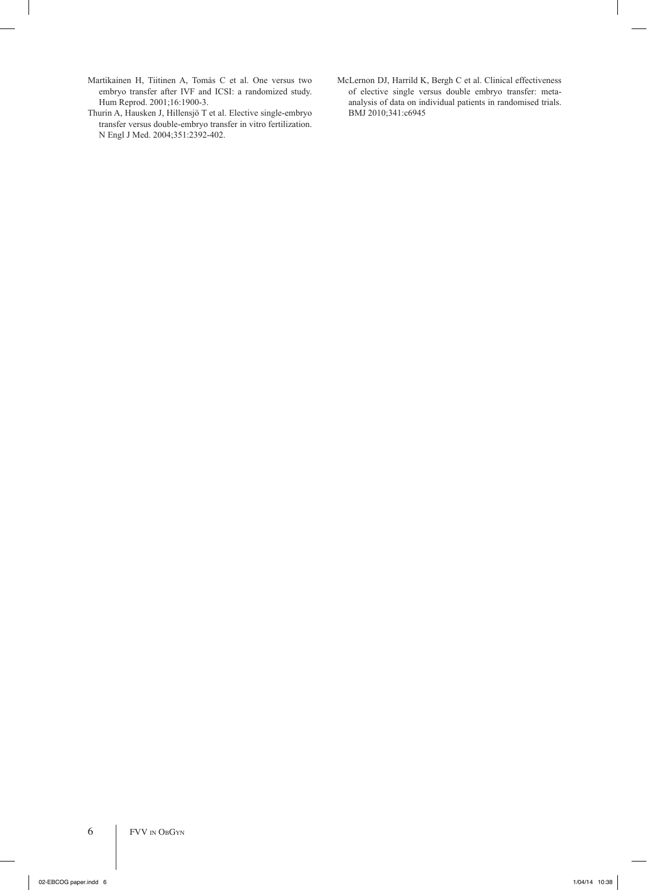Martikainen H, Tiitinen A, Tomás C et al. One versus two embryo transfer after IVF and ICSI: a randomized study. Hum Reprod. 2001;16:1900-3.

Thurin A, Hausken J, Hillensjö T et al. Elective single-embryo transfer versus double-embryo transfer in vitro fertilization. N Engl J Med. 2004;351:2392-402.

McLernon DJ, Harrild K, Bergh C et al. Clinical effectiveness of elective single versus double embryo transfer: meta-analysis of data on individual patients in randomised trials. BMJ 2010;341:c6945